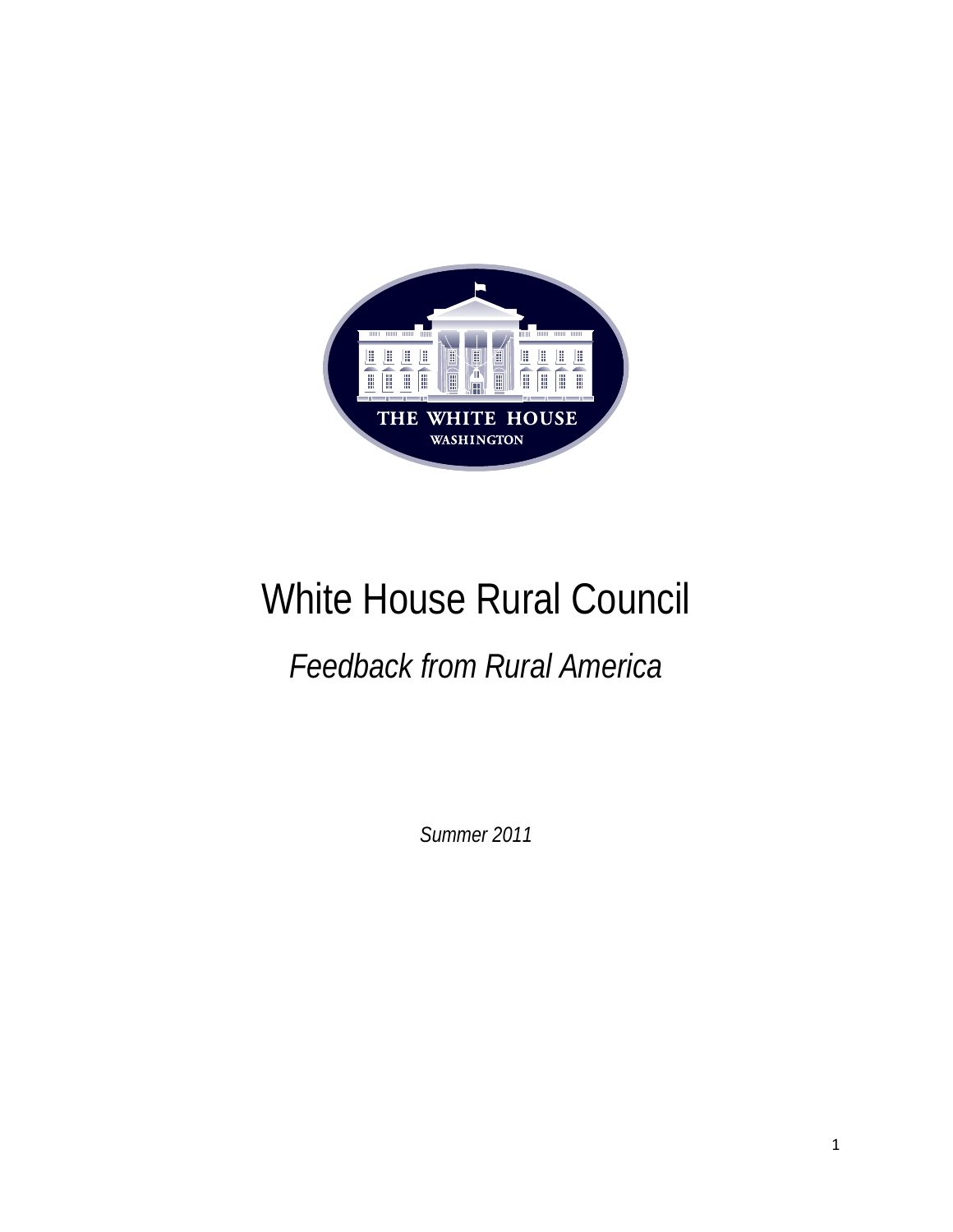THE WHITE HOUSE

WASHINGTON

# White House Rural Council

## *Feedback from Rural America*

*Summer 2011*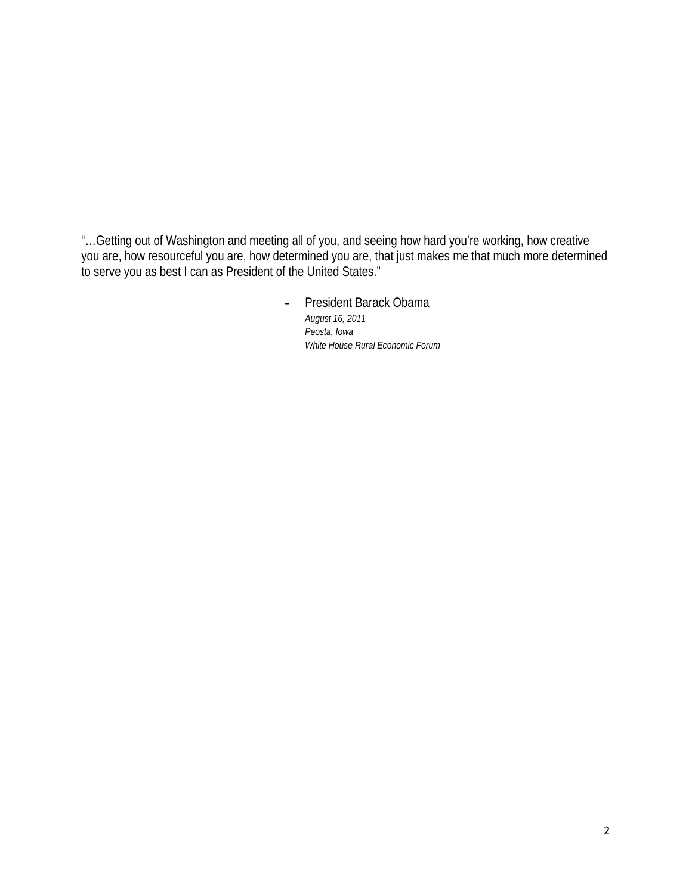"…Getting out of Washington and meeting all of you, and seeing how hard you're working, how creative you are, how resourceful you are, how determined you are, that just makes me that much more determined to serve you as best I can as President of the United States."

- President Barack Obama
  *August 16, 2011*
  *Peosta, Iowa*
  *White House Rural Economic Forum*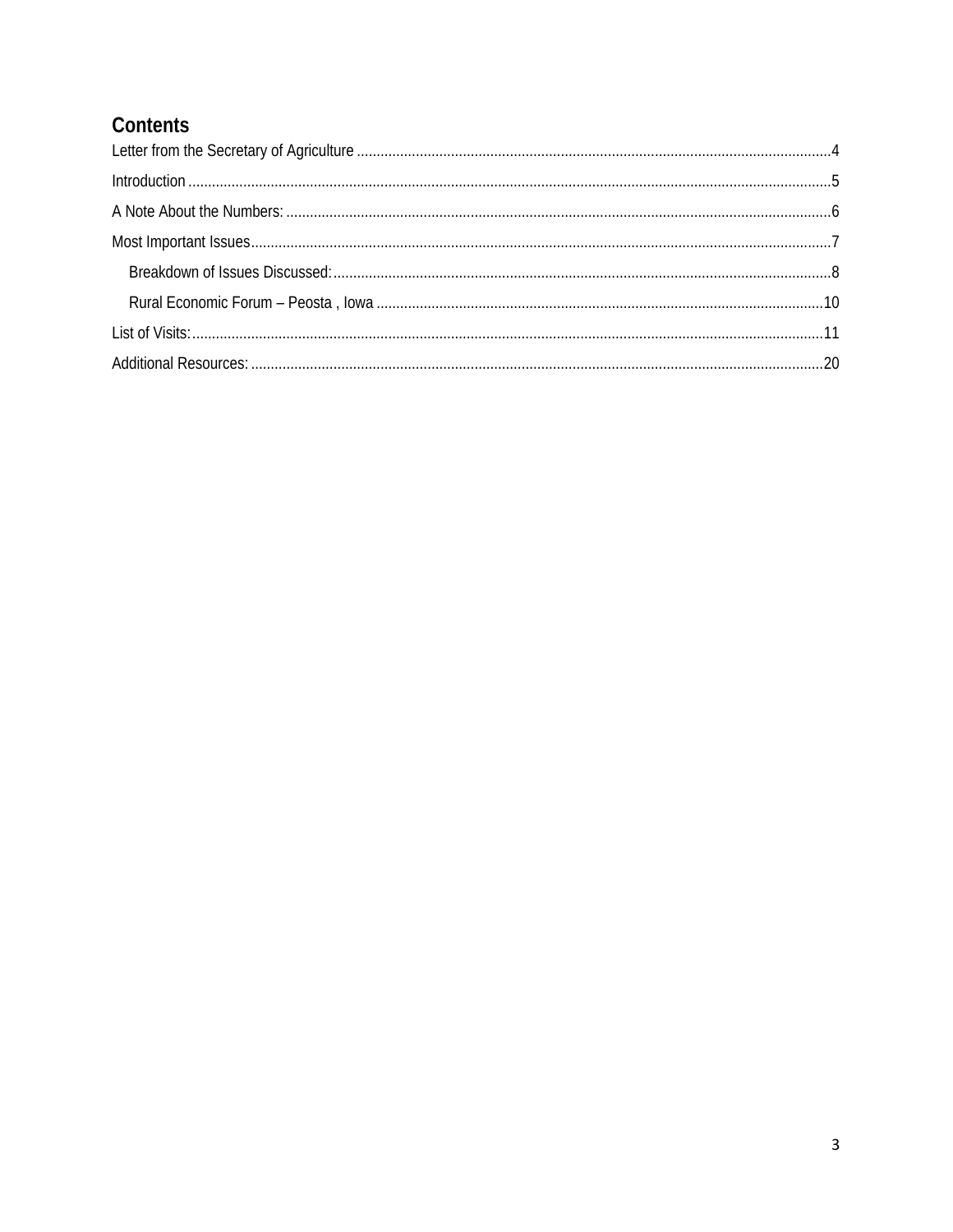# Contents

Letter from the Secretary of Agriculture ........................................................................................................................4

Introduction ..................................................................................................................................................................5

A Note About the Numbers: ..........................................................................................................................................6

Most Important Issues..................................................................................................................................................7

- Breakdown of Issues Discussed:..............................................................................................................................8
- Rural Economic Forum – Peosta , Iowa .................................................................................................................10

List of Visits:...............................................................................................................................................................11

Additional Resources: .................................................................................................................................................20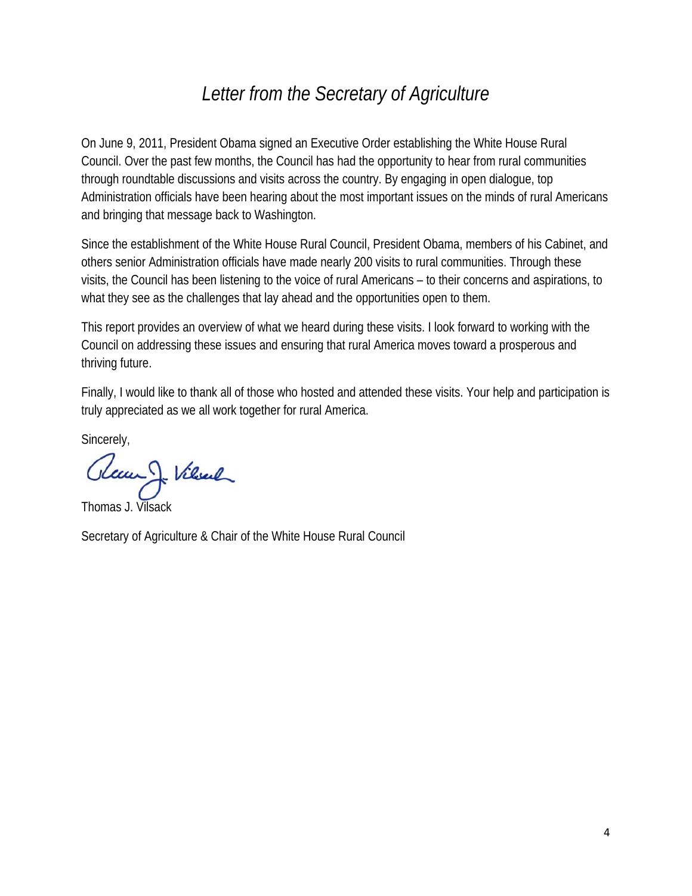# *Letter from the Secretary of Agriculture*

On June 9, 2011, President Obama signed an Executive Order establishing the White House Rural Council. Over the past few months, the Council has had the opportunity to hear from rural communities through roundtable discussions and visits across the country. By engaging in open dialogue, top Administration officials have been hearing about the most important issues on the minds of rural Americans and bringing that message back to Washington.

Since the establishment of the White House Rural Council, President Obama, members of his Cabinet, and others senior Administration officials have made nearly 200 visits to rural communities. Through these visits, the Council has been listening to the voice of rural Americans – to their concerns and aspirations, to what they see as the challenges that lay ahead and the opportunities open to them.

This report provides an overview of what we heard during these visits. I look forward to working with the Council on addressing these issues and ensuring that rural America moves toward a prosperous and thriving future.

Finally, I would like to thank all of those who hosted and attended these visits. Your help and participation is truly appreciated as we all work together for rural America.

Sincerely,

Thomas J. Vilsack

Secretary of Agriculture & Chair of the White House Rural Council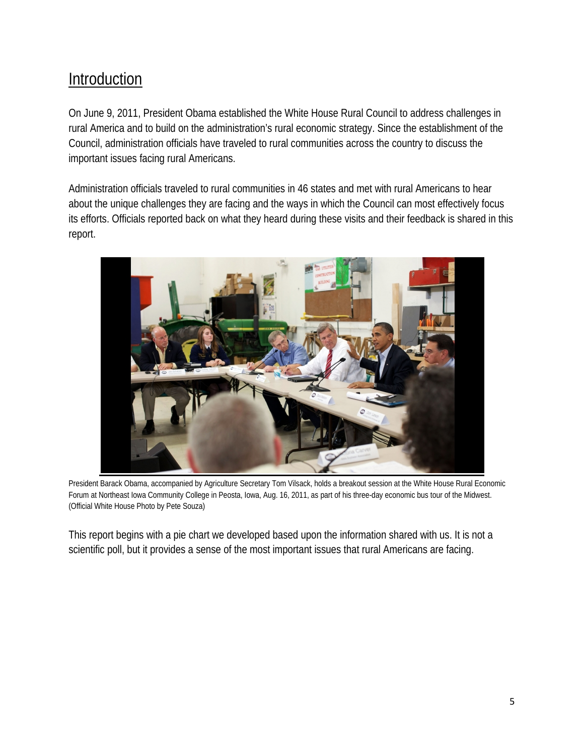## Introduction

On June 9, 2011, President Obama established the White House Rural Council to address challenges in rural America and to build on the administration's rural economic strategy. Since the establishment of the Council, administration officials have traveled to rural communities across the country to discuss the important issues facing rural Americans.

Administration officials traveled to rural communities in 46 states and met with rural Americans to hear about the unique challenges they are facing and the ways in which the Council can most effectively focus its efforts. Officials reported back on what they heard during these visits and their feedback is shared in this report.

President Barack Obama, accompanied by Agriculture Secretary Tom Vilsack, holds a breakout session at the White House Rural Economic Forum at Northeast Iowa Community College in Peosta, Iowa, Aug. 16, 2011, as part of his three-day economic bus tour of the Midwest. (Official White House Photo by Pete Souza)

This report begins with a pie chart we developed based upon the information shared with us. It is not a scientific poll, but it provides a sense of the most important issues that rural Americans are facing.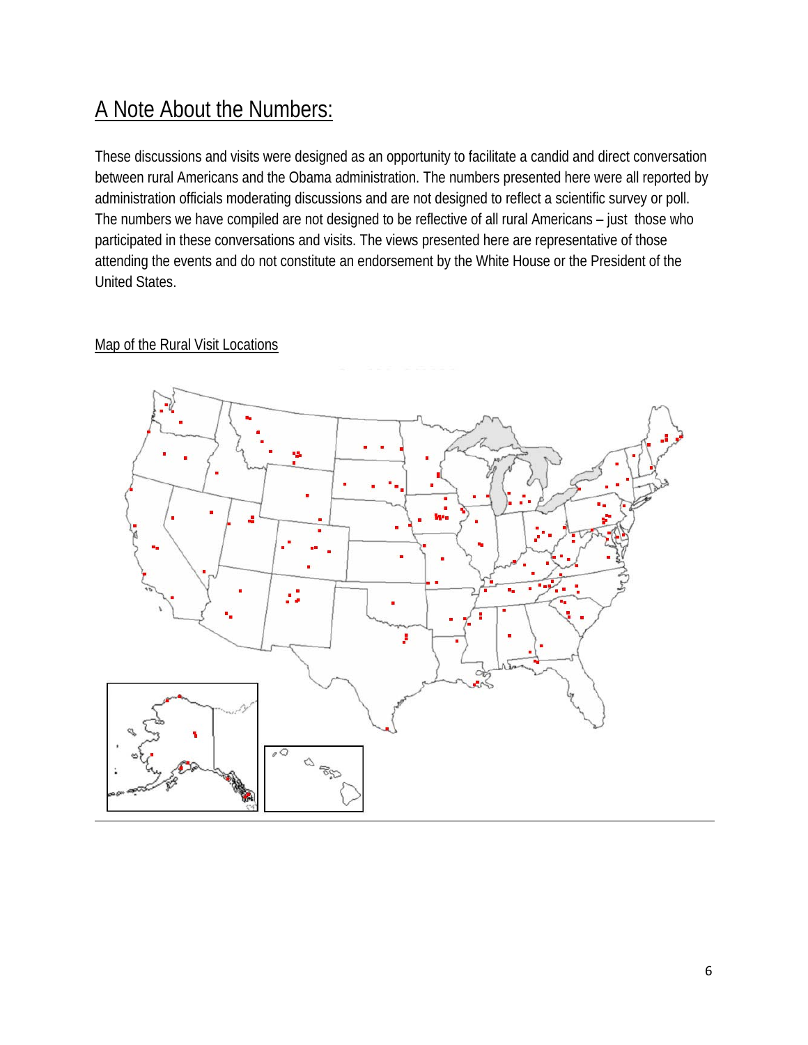## A Note About the Numbers:

These discussions and visits were designed as an opportunity to facilitate a candid and direct conversation between rural Americans and the Obama administration. The numbers presented here were all reported by administration officials moderating discussions and are not designed to reflect a scientific survey or poll. The numbers we have compiled are not designed to be reflective of all rural Americans – just those who participated in these conversations and visits. The views presented here are representative of those attending the events and do not constitute an endorsement by the White House or the President of the United States.

Map of the Rural Visit Locations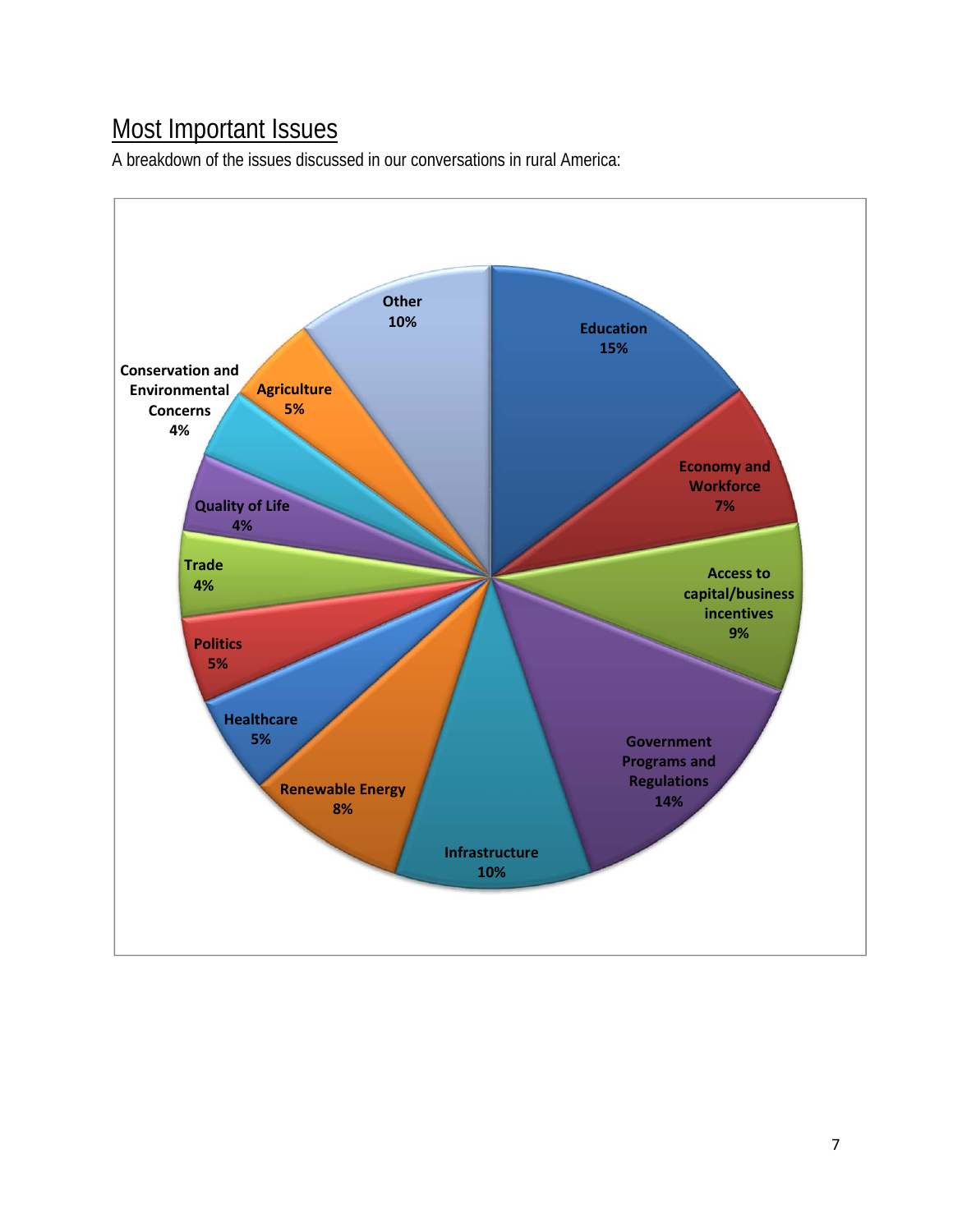## Most Important Issues

A breakdown of the issues discussed in our conversations in rural America:

| Issue | Percentage |
| --- | --- |
| Education | 15% |
| Economy and Workforce | 7% |
| Access to capital/business incentives | 9% |
| Government Programs and Regulations | 14% |
| Infrastructure | 10% |
| Renewable Energy | 8% |
| Healthcare | 5% |
| Politics | 5% |
| Trade | 4% |
| Quality of Life | 4% |
| Conservation and Environmental Concerns | 4% |
| Agriculture | 5% |
| Other | 10% |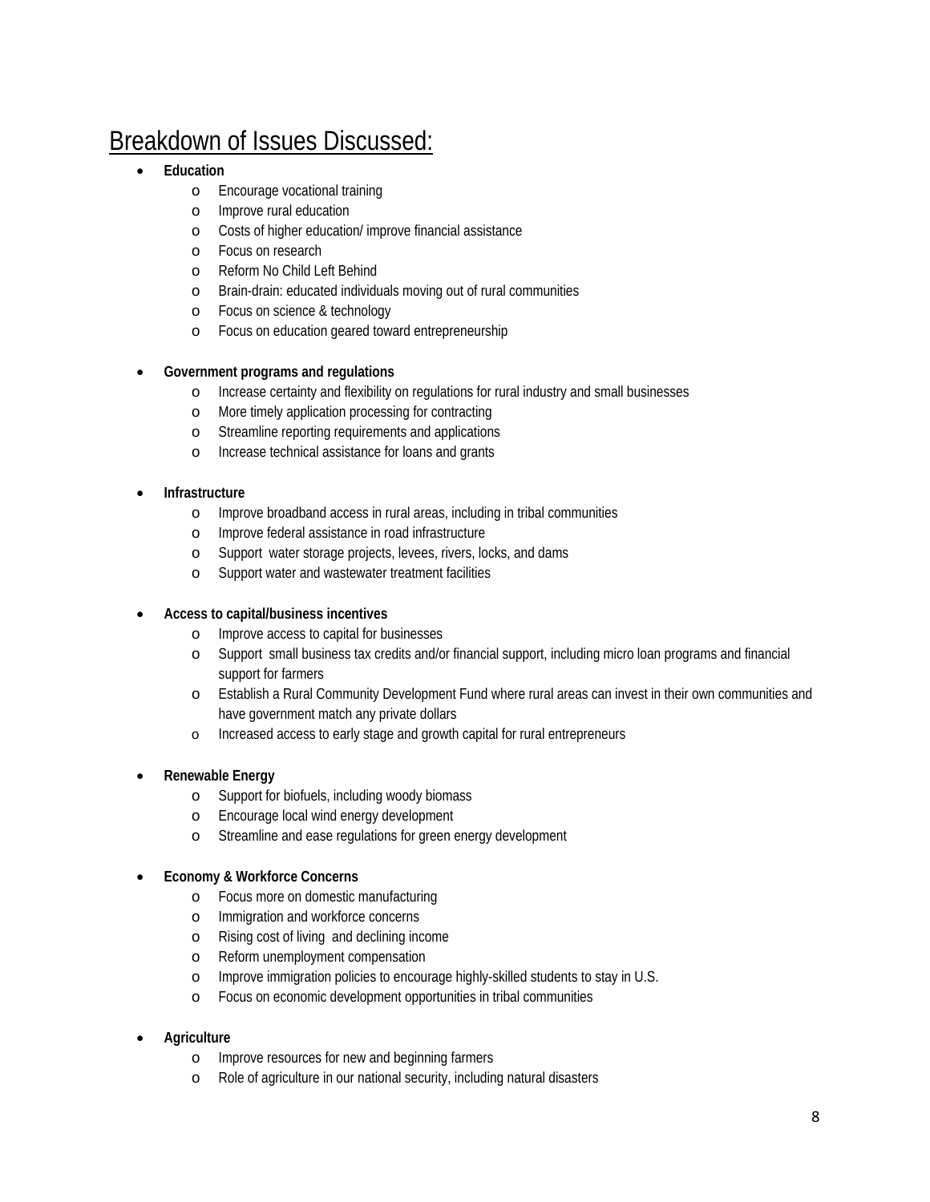## Breakdown of Issues Discussed:

- **Education**
  - Encourage vocational training
  - Improve rural education
  - Costs of higher education/ improve financial assistance
  - Focus on research
  - Reform No Child Left Behind
  - Brain-drain: educated individuals moving out of rural communities
  - Focus on science & technology
  - Focus on education geared toward entrepreneurship

- **Government programs and regulations**
  - Increase certainty and flexibility on regulations for rural industry and small businesses
  - More timely application processing for contracting
  - Streamline reporting requirements and applications
  - Increase technical assistance for loans and grants

- **Infrastructure**
  - Improve broadband access in rural areas, including in tribal communities
  - Improve federal assistance in road infrastructure
  - Support water storage projects, levees, rivers, locks, and dams
  - Support water and wastewater treatment facilities

- **Access to capital/business incentives**
  - Improve access to capital for businesses
  - Support small business tax credits and/or financial support, including micro loan programs and financial support for farmers
  - Establish a Rural Community Development Fund where rural areas can invest in their own communities and have government match any private dollars
  - Increased access to early stage and growth capital for rural entrepreneurs

- **Renewable Energy**
  - Support for biofuels, including woody biomass
  - Encourage local wind energy development
  - Streamline and ease regulations for green energy development

- **Economy & Workforce Concerns**
  - Focus more on domestic manufacturing
  - Immigration and workforce concerns
  - Rising cost of living and declining income
  - Reform unemployment compensation
  - Improve immigration policies to encourage highly-skilled students to stay in U.S.
  - Focus on economic development opportunities in tribal communities

- **Agriculture**
  - Improve resources for new and beginning farmers
  - Role of agriculture in our national security, including natural disasters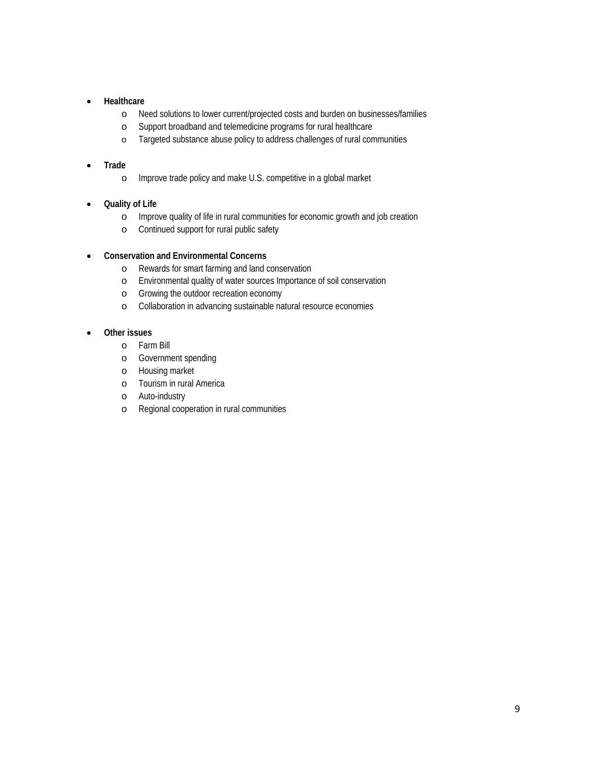- **Healthcare**
    - Need solutions to lower current/projected costs and burden on businesses/families
    - Support broadband and telemedicine programs for rural healthcare
    - Targeted substance abuse policy to address challenges of rural communities

- **Trade**
    - Improve trade policy and make U.S. competitive in a global market

- **Quality of Life**
    - Improve quality of life in rural communities for economic growth and job creation
    - Continued support for rural public safety

- **Conservation and Environmental Concerns**
    - Rewards for smart farming and land conservation
    - Environmental quality of water sources Importance of soil conservation
    - Growing the outdoor recreation economy
    - Collaboration in advancing sustainable natural resource economies

- **Other issues**
    - Farm Bill
    - Government spending
    - Housing market
    - Tourism in rural America
    - Auto-industry
    - Regional cooperation in rural communities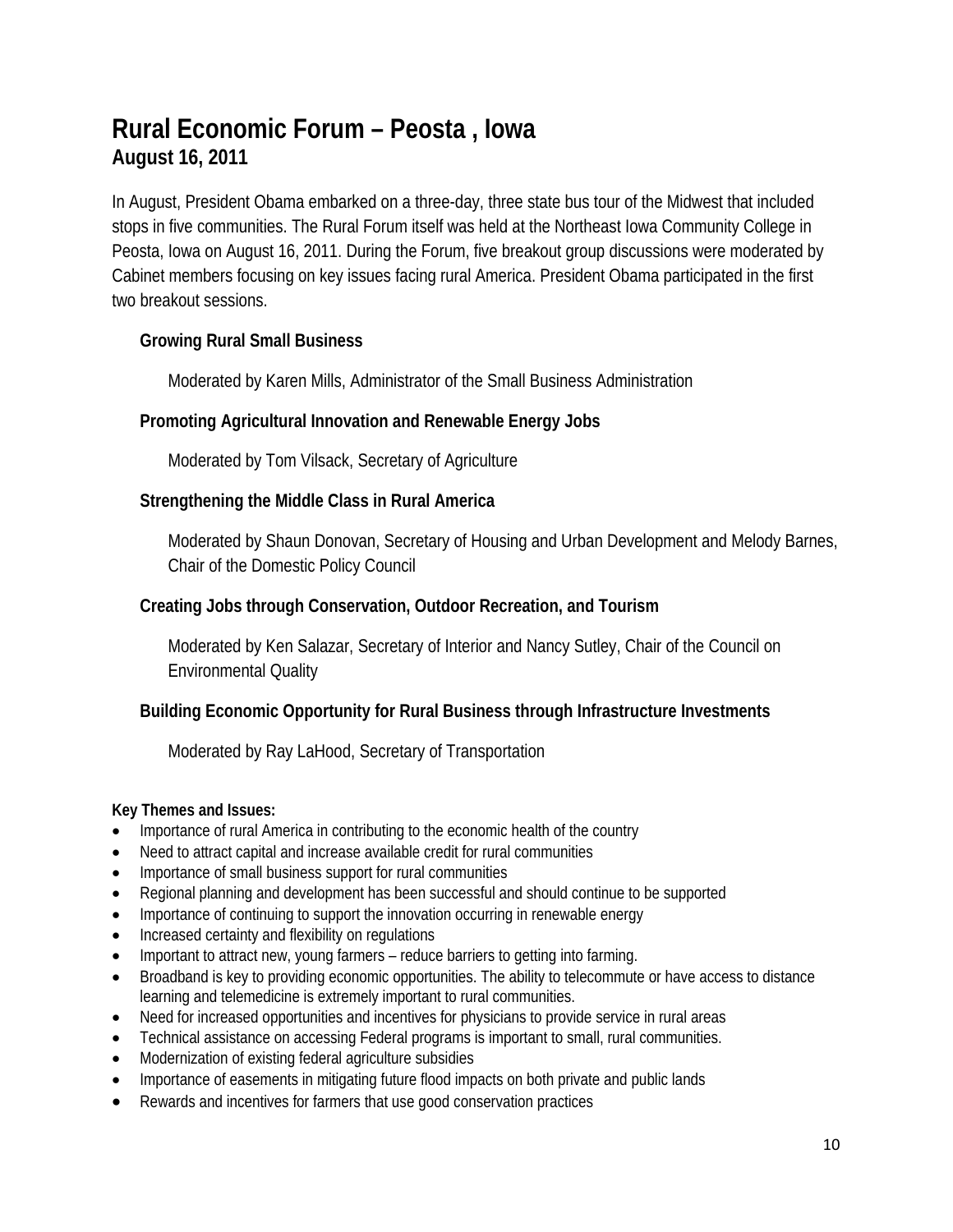# Rural Economic Forum – Peosta , Iowa
## August 16, 2011

In August, President Obama embarked on a three-day, three state bus tour of the Midwest that included stops in five communities. The Rural Forum itself was held at the Northeast Iowa Community College in Peosta, Iowa on August 16, 2011. During the Forum, five breakout group discussions were moderated by Cabinet members focusing on key issues facing rural America. President Obama participated in the first two breakout sessions.

### Growing Rural Small Business

Moderated by Karen Mills, Administrator of the Small Business Administration

### Promoting Agricultural Innovation and Renewable Energy Jobs

Moderated by Tom Vilsack, Secretary of Agriculture

### Strengthening the Middle Class in Rural America

Moderated by Shaun Donovan, Secretary of Housing and Urban Development and Melody Barnes, Chair of the Domestic Policy Council

### Creating Jobs through Conservation, Outdoor Recreation, and Tourism

Moderated by Ken Salazar, Secretary of Interior and Nancy Sutley, Chair of the Council on Environmental Quality

### Building Economic Opportunity for Rural Business through Infrastructure Investments

Moderated by Ray LaHood, Secretary of Transportation

**Key Themes and Issues:**

- Importance of rural America in contributing to the economic health of the country
- Need to attract capital and increase available credit for rural communities
- Importance of small business support for rural communities
- Regional planning and development has been successful and should continue to be supported
- Importance of continuing to support the innovation occurring in renewable energy
- Increased certainty and flexibility on regulations
- Important to attract new, young farmers – reduce barriers to getting into farming.
- Broadband is key to providing economic opportunities. The ability to telecommute or have access to distance learning and telemedicine is extremely important to rural communities.
- Need for increased opportunities and incentives for physicians to provide service in rural areas
- Technical assistance on accessing Federal programs is important to small, rural communities.
- Modernization of existing federal agriculture subsidies
- Importance of easements in mitigating future flood impacts on both private and public lands
- Rewards and incentives for farmers that use good conservation practices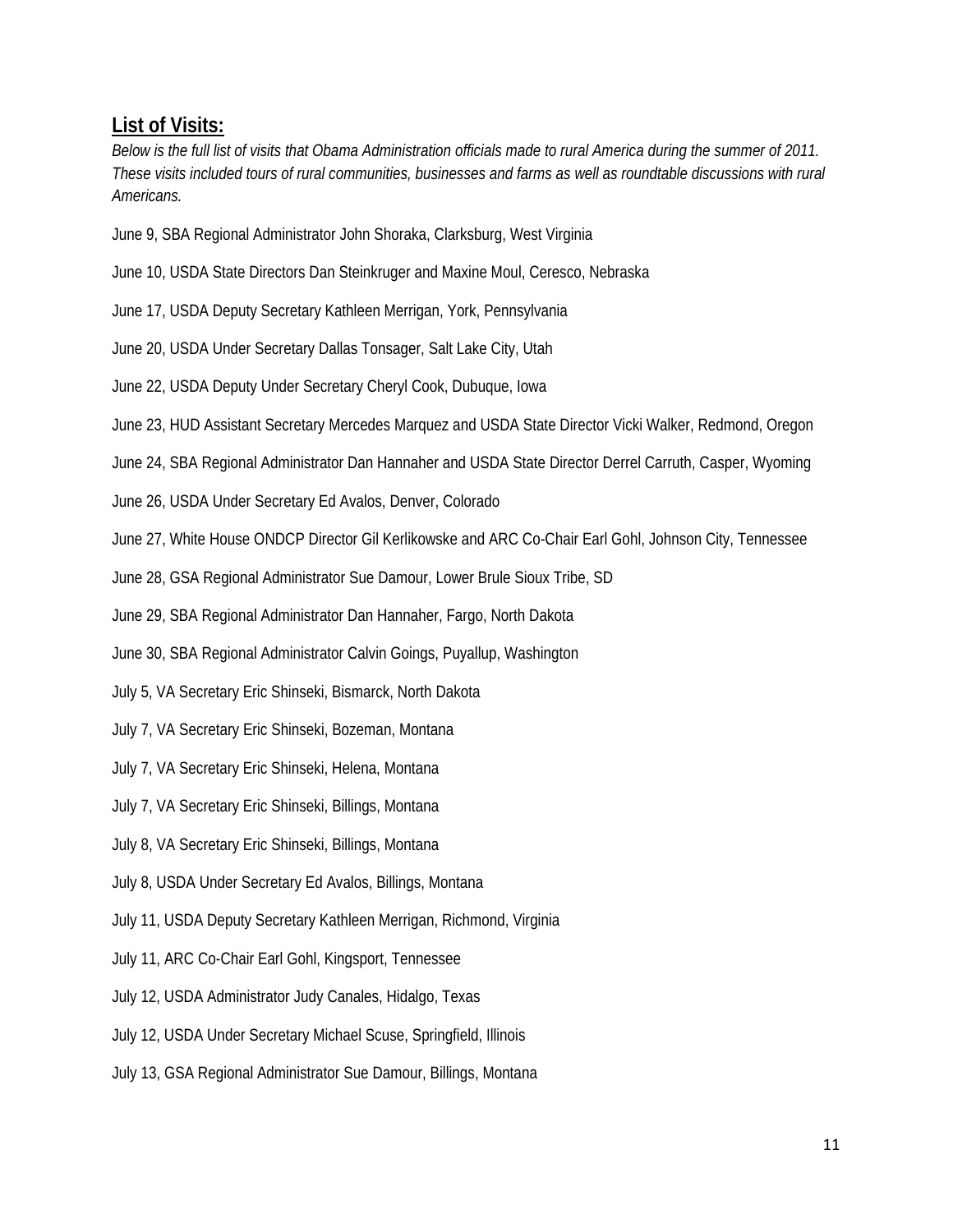## **List of Visits:**

*Below is the full list of visits that Obama Administration officials made to rural America during the summer of 2011. These visits included tours of rural communities, businesses and farms as well as roundtable discussions with rural Americans.*

June 9, SBA Regional Administrator John Shoraka, Clarksburg, West Virginia

June 10, USDA State Directors Dan Steinkruger and Maxine Moul, Ceresco, Nebraska

June 17, USDA Deputy Secretary Kathleen Merrigan, York, Pennsylvania

June 20, USDA Under Secretary Dallas Tonsager, Salt Lake City, Utah

June 22, USDA Deputy Under Secretary Cheryl Cook, Dubuque, Iowa

June 23, HUD Assistant Secretary Mercedes Marquez and USDA State Director Vicki Walker, Redmond, Oregon

June 24, SBA Regional Administrator Dan Hannaher and USDA State Director Derrel Carruth, Casper, Wyoming

June 26, USDA Under Secretary Ed Avalos, Denver, Colorado

June 27, White House ONDCP Director Gil Kerlikowske and ARC Co-Chair Earl Gohl, Johnson City, Tennessee

June 28, GSA Regional Administrator Sue Damour, Lower Brule Sioux Tribe, SD

June 29, SBA Regional Administrator Dan Hannaher, Fargo, North Dakota

June 30, SBA Regional Administrator Calvin Goings, Puyallup, Washington

July 5, VA Secretary Eric Shinseki, Bismarck, North Dakota

July 7, VA Secretary Eric Shinseki, Bozeman, Montana

July 7, VA Secretary Eric Shinseki, Helena, Montana

July 7, VA Secretary Eric Shinseki, Billings, Montana

July 8, VA Secretary Eric Shinseki, Billings, Montana

July 8, USDA Under Secretary Ed Avalos, Billings, Montana

July 11, USDA Deputy Secretary Kathleen Merrigan, Richmond, Virginia

July 11, ARC Co-Chair Earl Gohl, Kingsport, Tennessee

July 12, USDA Administrator Judy Canales, Hidalgo, Texas

July 12, USDA Under Secretary Michael Scuse, Springfield, Illinois

July 13, GSA Regional Administrator Sue Damour, Billings, Montana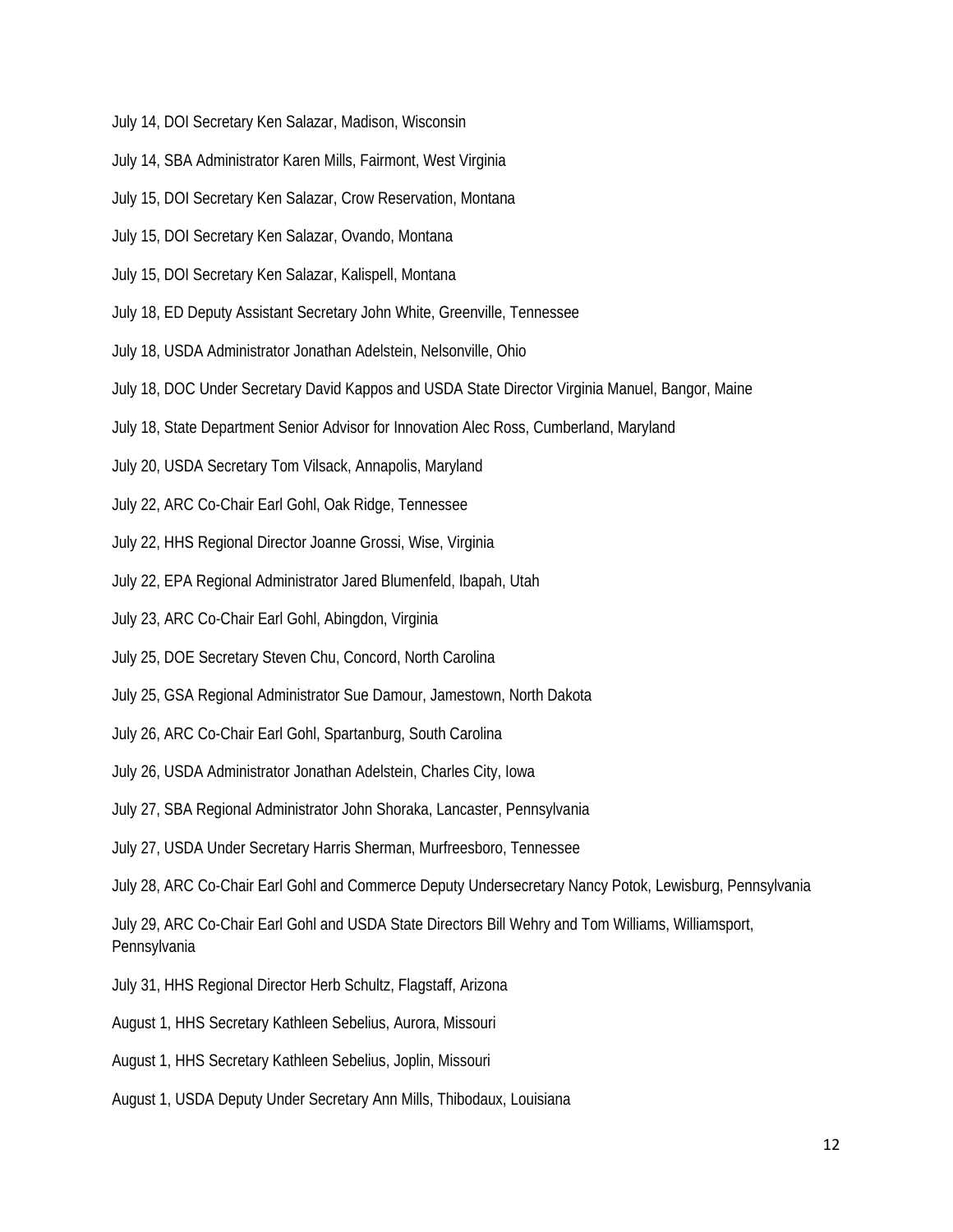July 14, DOI Secretary Ken Salazar, Madison, Wisconsin

July 14, SBA Administrator Karen Mills, Fairmont, West Virginia

July 15, DOI Secretary Ken Salazar, Crow Reservation, Montana

July 15, DOI Secretary Ken Salazar, Ovando, Montana

July 15, DOI Secretary Ken Salazar, Kalispell, Montana

July 18, ED Deputy Assistant Secretary John White, Greenville, Tennessee

July 18, USDA Administrator Jonathan Adelstein, Nelsonville, Ohio

July 18, DOC Under Secretary David Kappos and USDA State Director Virginia Manuel, Bangor, Maine

July 18, State Department Senior Advisor for Innovation Alec Ross, Cumberland, Maryland

July 20, USDA Secretary Tom Vilsack, Annapolis, Maryland

July 22, ARC Co-Chair Earl Gohl, Oak Ridge, Tennessee

July 22, HHS Regional Director Joanne Grossi, Wise, Virginia

July 22, EPA Regional Administrator Jared Blumenfeld, Ibapah, Utah

July 23, ARC Co-Chair Earl Gohl, Abingdon, Virginia

July 25, DOE Secretary Steven Chu, Concord, North Carolina

July 25, GSA Regional Administrator Sue Damour, Jamestown, North Dakota

July 26, ARC Co-Chair Earl Gohl, Spartanburg, South Carolina

July 26, USDA Administrator Jonathan Adelstein, Charles City, Iowa

July 27, SBA Regional Administrator John Shoraka, Lancaster, Pennsylvania

July 27, USDA Under Secretary Harris Sherman, Murfreesboro, Tennessee

July 28, ARC Co-Chair Earl Gohl and Commerce Deputy Undersecretary Nancy Potok, Lewisburg, Pennsylvania

July 29, ARC Co-Chair Earl Gohl and USDA State Directors Bill Wehry and Tom Williams, Williamsport, Pennsylvania

July 31, HHS Regional Director Herb Schultz, Flagstaff, Arizona

August 1, HHS Secretary Kathleen Sebelius, Aurora, Missouri

August 1, HHS Secretary Kathleen Sebelius, Joplin, Missouri

August 1, USDA Deputy Under Secretary Ann Mills, Thibodaux, Louisiana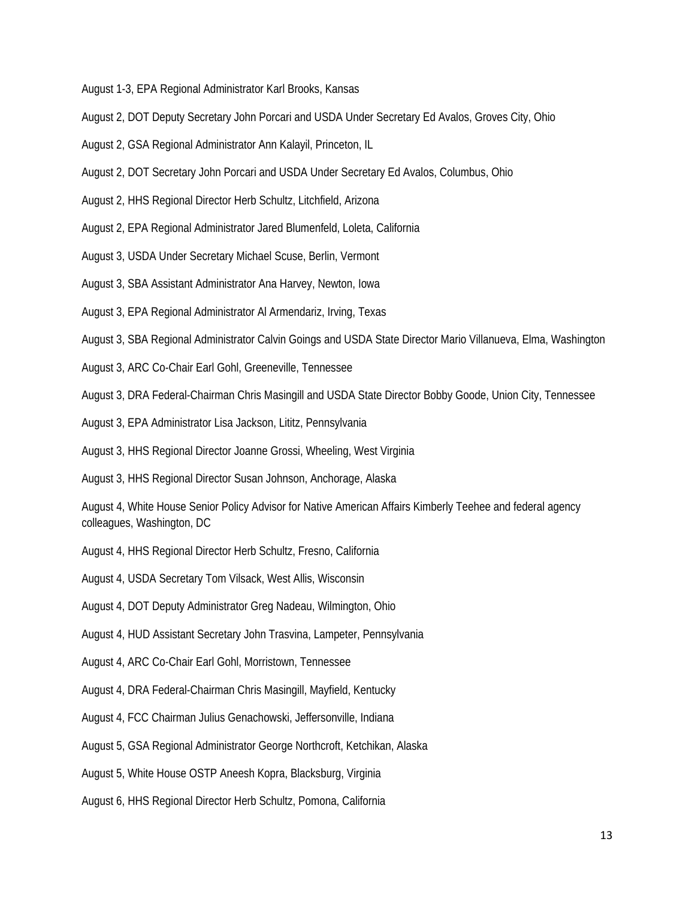August 1-3, EPA Regional Administrator Karl Brooks, Kansas

August 2, DOT Deputy Secretary John Porcari and USDA Under Secretary Ed Avalos, Groves City, Ohio

August 2, GSA Regional Administrator Ann Kalayil, Princeton, IL

August 2, DOT Secretary John Porcari and USDA Under Secretary Ed Avalos, Columbus, Ohio

August 2, HHS Regional Director Herb Schultz, Litchfield, Arizona

August 2, EPA Regional Administrator Jared Blumenfeld, Loleta, California

August 3, USDA Under Secretary Michael Scuse, Berlin, Vermont

August 3, SBA Assistant Administrator Ana Harvey, Newton, Iowa

August 3, EPA Regional Administrator Al Armendariz, Irving, Texas

August 3, SBA Regional Administrator Calvin Goings and USDA State Director Mario Villanueva, Elma, Washington

August 3, ARC Co-Chair Earl Gohl, Greeneville, Tennessee

August 3, DRA Federal-Chairman Chris Masingill and USDA State Director Bobby Goode, Union City, Tennessee

August 3, EPA Administrator Lisa Jackson, Lititz, Pennsylvania

August 3, HHS Regional Director Joanne Grossi, Wheeling, West Virginia

August 3, HHS Regional Director Susan Johnson, Anchorage, Alaska

August 4, White House Senior Policy Advisor for Native American Affairs Kimberly Teehee and federal agency colleagues, Washington, DC

August 4, HHS Regional Director Herb Schultz, Fresno, California

August 4, USDA Secretary Tom Vilsack, West Allis, Wisconsin

August 4, DOT Deputy Administrator Greg Nadeau, Wilmington, Ohio

August 4, HUD Assistant Secretary John Trasvina, Lampeter, Pennsylvania

August 4, ARC Co-Chair Earl Gohl, Morristown, Tennessee

August 4, DRA Federal-Chairman Chris Masingill, Mayfield, Kentucky

August 4, FCC Chairman Julius Genachowski, Jeffersonville, Indiana

August 5, GSA Regional Administrator George Northcroft, Ketchikan, Alaska

August 5, White House OSTP Aneesh Kopra, Blacksburg, Virginia

August 6, HHS Regional Director Herb Schultz, Pomona, California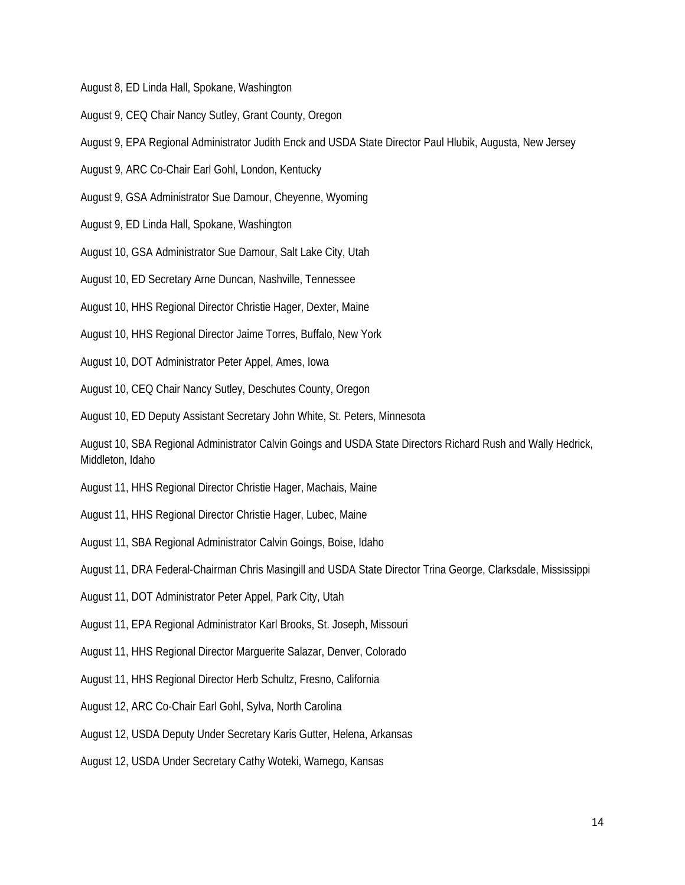August 8, ED Linda Hall, Spokane, Washington

August 9, CEQ Chair Nancy Sutley, Grant County, Oregon

August 9, EPA Regional Administrator Judith Enck and USDA State Director Paul Hlubik, Augusta, New Jersey

August 9, ARC Co-Chair Earl Gohl, London, Kentucky

August 9, GSA Administrator Sue Damour, Cheyenne, Wyoming

August 9, ED Linda Hall, Spokane, Washington

August 10, GSA Administrator Sue Damour, Salt Lake City, Utah

August 10, ED Secretary Arne Duncan, Nashville, Tennessee

August 10, HHS Regional Director Christie Hager, Dexter, Maine

August 10, HHS Regional Director Jaime Torres, Buffalo, New York

August 10, DOT Administrator Peter Appel, Ames, Iowa

August 10, CEQ Chair Nancy Sutley, Deschutes County, Oregon

August 10, ED Deputy Assistant Secretary John White, St. Peters, Minnesota

August 10, SBA Regional Administrator Calvin Goings and USDA State Directors Richard Rush and Wally Hedrick, Middleton, Idaho

August 11, HHS Regional Director Christie Hager, Machais, Maine

August 11, HHS Regional Director Christie Hager, Lubec, Maine

August 11, SBA Regional Administrator Calvin Goings, Boise, Idaho

August 11, DRA Federal-Chairman Chris Masingill and USDA State Director Trina George, Clarksdale, Mississippi

August 11, DOT Administrator Peter Appel, Park City, Utah

August 11, EPA Regional Administrator Karl Brooks, St. Joseph, Missouri

August 11, HHS Regional Director Marguerite Salazar, Denver, Colorado

August 11, HHS Regional Director Herb Schultz, Fresno, California

August 12, ARC Co-Chair Earl Gohl, Sylva, North Carolina

August 12, USDA Deputy Under Secretary Karis Gutter, Helena, Arkansas

August 12, USDA Under Secretary Cathy Woteki, Wamego, Kansas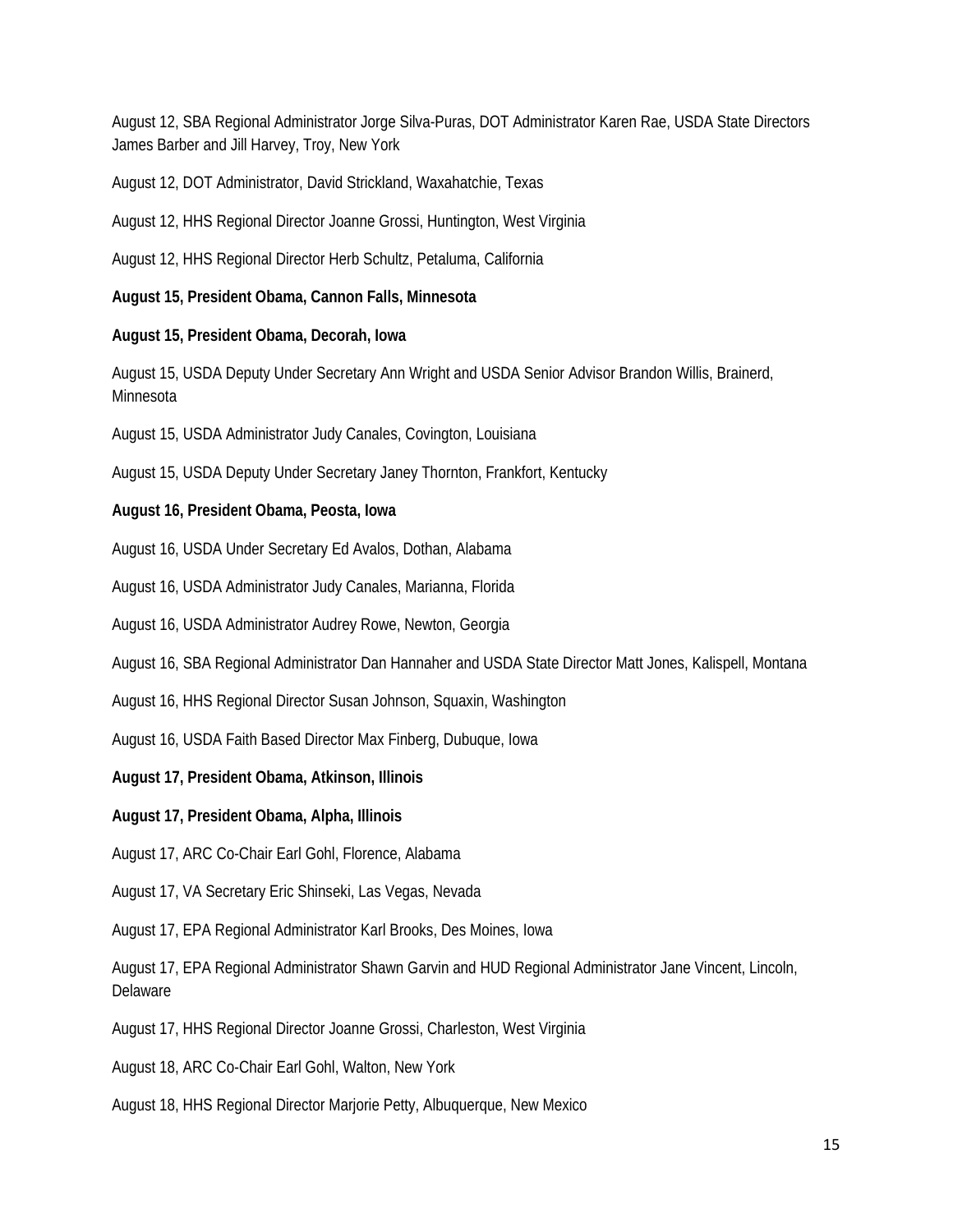August 12, SBA Regional Administrator Jorge Silva-Puras, DOT Administrator Karen Rae, USDA State Directors James Barber and Jill Harvey, Troy, New York

August 12, DOT Administrator, David Strickland, Waxahatchie, Texas

August 12, HHS Regional Director Joanne Grossi, Huntington, West Virginia

August 12, HHS Regional Director Herb Schultz, Petaluma, California

**August 15, President Obama, Cannon Falls, Minnesota**

**August 15, President Obama, Decorah, Iowa**

August 15, USDA Deputy Under Secretary Ann Wright and USDA Senior Advisor Brandon Willis, Brainerd, Minnesota

August 15, USDA Administrator Judy Canales, Covington, Louisiana

August 15, USDA Deputy Under Secretary Janey Thornton, Frankfort, Kentucky

**August 16, President Obama, Peosta, Iowa**

August 16, USDA Under Secretary Ed Avalos, Dothan, Alabama

August 16, USDA Administrator Judy Canales, Marianna, Florida

August 16, USDA Administrator Audrey Rowe, Newton, Georgia

August 16, SBA Regional Administrator Dan Hannaher and USDA State Director Matt Jones, Kalispell, Montana

August 16, HHS Regional Director Susan Johnson, Squaxin, Washington

August 16, USDA Faith Based Director Max Finberg, Dubuque, Iowa

**August 17, President Obama, Atkinson, Illinois**

**August 17, President Obama, Alpha, Illinois**

August 17, ARC Co-Chair Earl Gohl, Florence, Alabama

August 17, VA Secretary Eric Shinseki, Las Vegas, Nevada

August 17, EPA Regional Administrator Karl Brooks, Des Moines, Iowa

August 17, EPA Regional Administrator Shawn Garvin and HUD Regional Administrator Jane Vincent, Lincoln, Delaware

August 17, HHS Regional Director Joanne Grossi, Charleston, West Virginia

August 18, ARC Co-Chair Earl Gohl, Walton, New York

August 18, HHS Regional Director Marjorie Petty, Albuquerque, New Mexico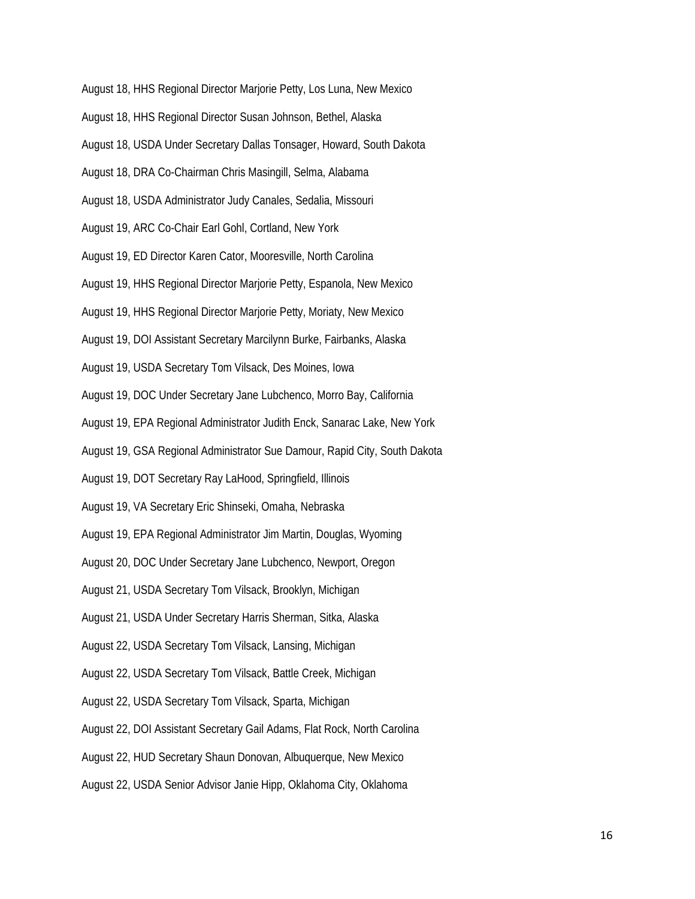August 18, HHS Regional Director Marjorie Petty, Los Luna, New Mexico

August 18, HHS Regional Director Susan Johnson, Bethel, Alaska

August 18, USDA Under Secretary Dallas Tonsager, Howard, South Dakota

August 18, DRA Co-Chairman Chris Masingill, Selma, Alabama

August 18, USDA Administrator Judy Canales, Sedalia, Missouri

August 19, ARC Co-Chair Earl Gohl, Cortland, New York

August 19, ED Director Karen Cator, Mooresville, North Carolina

August 19, HHS Regional Director Marjorie Petty, Espanola, New Mexico

August 19, HHS Regional Director Marjorie Petty, Moriaty, New Mexico

August 19, DOI Assistant Secretary Marcilynn Burke, Fairbanks, Alaska

August 19, USDA Secretary Tom Vilsack, Des Moines, Iowa

August 19, DOC Under Secretary Jane Lubchenco, Morro Bay, California

August 19, EPA Regional Administrator Judith Enck, Sanarac Lake, New York

August 19, GSA Regional Administrator Sue Damour, Rapid City, South Dakota

August 19, DOT Secretary Ray LaHood, Springfield, Illinois

August 19, VA Secretary Eric Shinseki, Omaha, Nebraska

August 19, EPA Regional Administrator Jim Martin, Douglas, Wyoming

August 20, DOC Under Secretary Jane Lubchenco, Newport, Oregon

August 21, USDA Secretary Tom Vilsack, Brooklyn, Michigan

August 21, USDA Under Secretary Harris Sherman, Sitka, Alaska

August 22, USDA Secretary Tom Vilsack, Lansing, Michigan

August 22, USDA Secretary Tom Vilsack, Battle Creek, Michigan

August 22, USDA Secretary Tom Vilsack, Sparta, Michigan

August 22, DOI Assistant Secretary Gail Adams, Flat Rock, North Carolina

August 22, HUD Secretary Shaun Donovan, Albuquerque, New Mexico

August 22, USDA Senior Advisor Janie Hipp, Oklahoma City, Oklahoma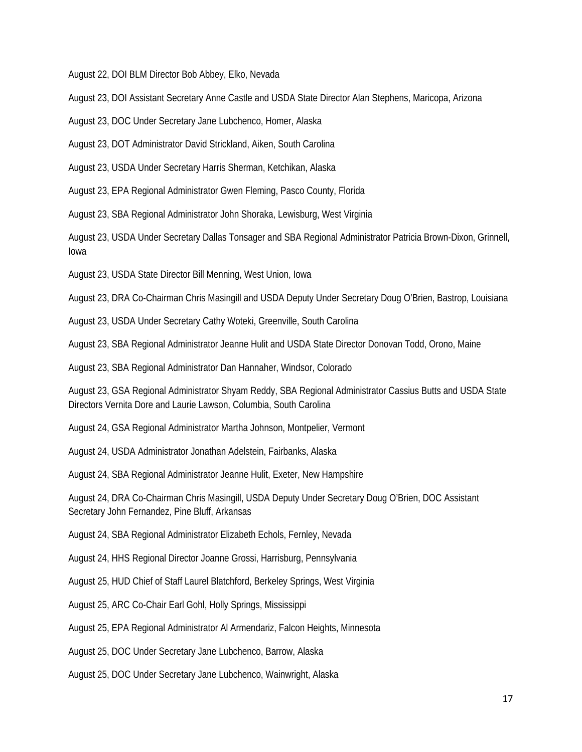August 22, DOI BLM Director Bob Abbey, Elko, Nevada

August 23, DOI Assistant Secretary Anne Castle and USDA State Director Alan Stephens, Maricopa, Arizona

August 23, DOC Under Secretary Jane Lubchenco, Homer, Alaska

August 23, DOT Administrator David Strickland, Aiken, South Carolina

August 23, USDA Under Secretary Harris Sherman, Ketchikan, Alaska

August 23, EPA Regional Administrator Gwen Fleming, Pasco County, Florida

August 23, SBA Regional Administrator John Shoraka, Lewisburg, West Virginia

August 23, USDA Under Secretary Dallas Tonsager and SBA Regional Administrator Patricia Brown-Dixon, Grinnell, Iowa

August 23, USDA State Director Bill Menning, West Union, Iowa

August 23, DRA Co-Chairman Chris Masingill and USDA Deputy Under Secretary Doug O'Brien, Bastrop, Louisiana

August 23, USDA Under Secretary Cathy Woteki, Greenville, South Carolina

August 23, SBA Regional Administrator Jeanne Hulit and USDA State Director Donovan Todd, Orono, Maine

August 23, SBA Regional Administrator Dan Hannaher, Windsor, Colorado

August 23, GSA Regional Administrator Shyam Reddy, SBA Regional Administrator Cassius Butts and USDA State Directors Vernita Dore and Laurie Lawson, Columbia, South Carolina

August 24, GSA Regional Administrator Martha Johnson, Montpelier, Vermont

August 24, USDA Administrator Jonathan Adelstein, Fairbanks, Alaska

August 24, SBA Regional Administrator Jeanne Hulit, Exeter, New Hampshire

August 24, DRA Co-Chairman Chris Masingill, USDA Deputy Under Secretary Doug O'Brien, DOC Assistant Secretary John Fernandez, Pine Bluff, Arkansas

August 24, SBA Regional Administrator Elizabeth Echols, Fernley, Nevada

August 24, HHS Regional Director Joanne Grossi, Harrisburg, Pennsylvania

August 25, HUD Chief of Staff Laurel Blatchford, Berkeley Springs, West Virginia

August 25, ARC Co-Chair Earl Gohl, Holly Springs, Mississippi

August 25, EPA Regional Administrator Al Armendariz, Falcon Heights, Minnesota

August 25, DOC Under Secretary Jane Lubchenco, Barrow, Alaska

August 25, DOC Under Secretary Jane Lubchenco, Wainwright, Alaska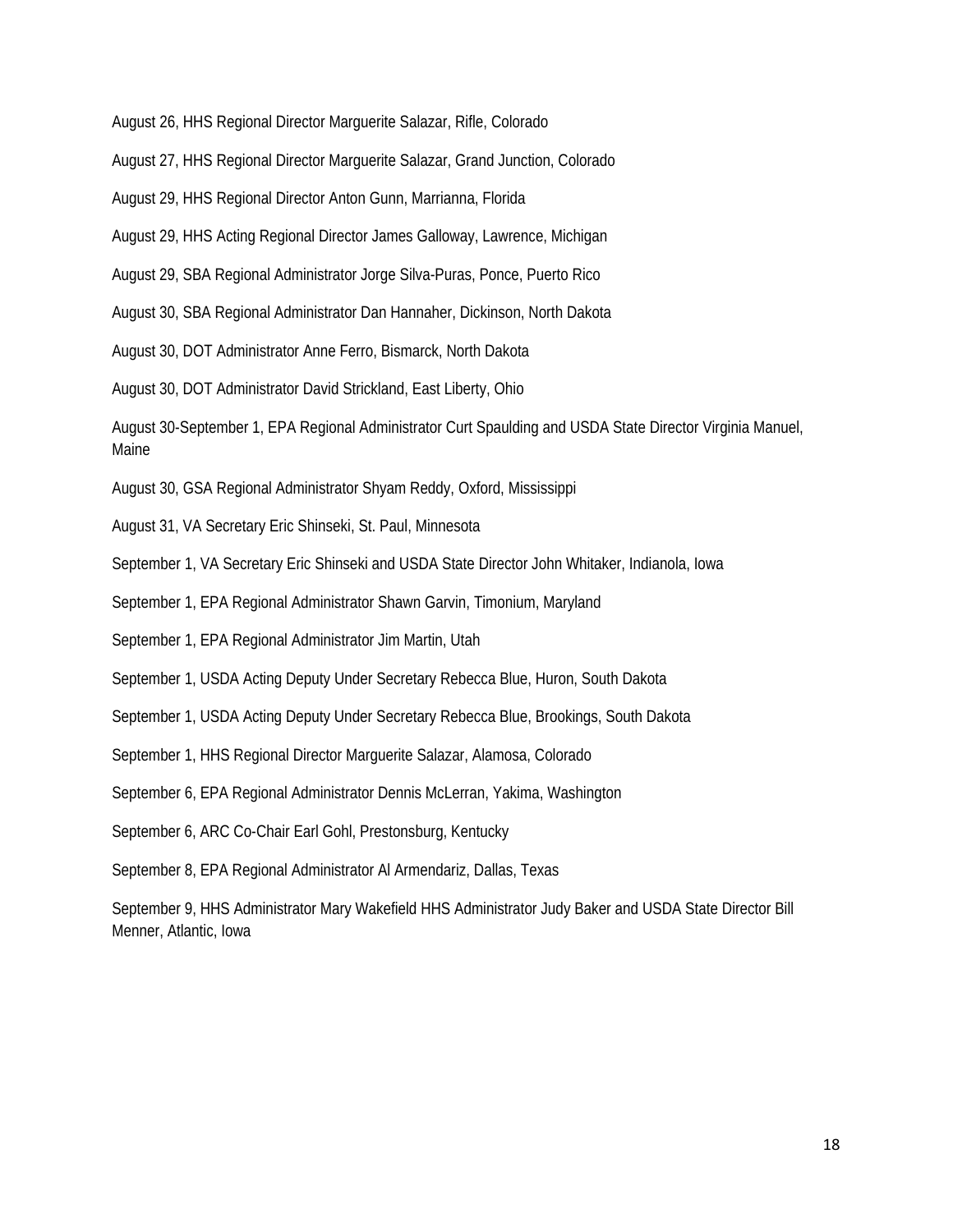August 26, HHS Regional Director Marguerite Salazar, Rifle, Colorado

August 27, HHS Regional Director Marguerite Salazar, Grand Junction, Colorado

August 29, HHS Regional Director Anton Gunn, Marrianna, Florida

August 29, HHS Acting Regional Director James Galloway, Lawrence, Michigan

August 29, SBA Regional Administrator Jorge Silva-Puras, Ponce, Puerto Rico

August 30, SBA Regional Administrator Dan Hannaher, Dickinson, North Dakota

August 30, DOT Administrator Anne Ferro, Bismarck, North Dakota

August 30, DOT Administrator David Strickland, East Liberty, Ohio

August 30-September 1, EPA Regional Administrator Curt Spaulding and USDA State Director Virginia Manuel, Maine

August 30, GSA Regional Administrator Shyam Reddy, Oxford, Mississippi

August 31, VA Secretary Eric Shinseki, St. Paul, Minnesota

September 1, VA Secretary Eric Shinseki and USDA State Director John Whitaker, Indianola, Iowa

September 1, EPA Regional Administrator Shawn Garvin, Timonium, Maryland

September 1, EPA Regional Administrator Jim Martin, Utah

September 1, USDA Acting Deputy Under Secretary Rebecca Blue, Huron, South Dakota

September 1, USDA Acting Deputy Under Secretary Rebecca Blue, Brookings, South Dakota

September 1, HHS Regional Director Marguerite Salazar, Alamosa, Colorado

September 6, EPA Regional Administrator Dennis McLerran, Yakima, Washington

September 6, ARC Co-Chair Earl Gohl, Prestonsburg, Kentucky

September 8, EPA Regional Administrator Al Armendariz, Dallas, Texas

September 9, HHS Administrator Mary Wakefield HHS Administrator Judy Baker and USDA State Director Bill Menner, Atlantic, Iowa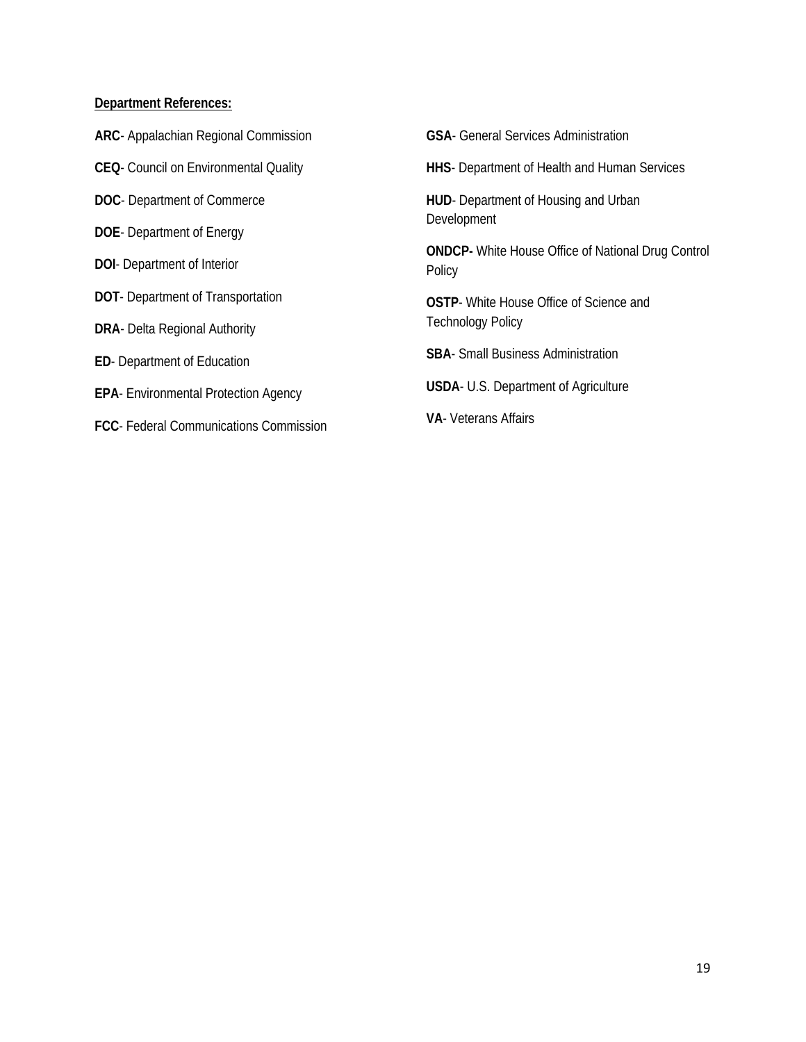**Department References:**

**ARC**- Appalachian Regional Commission

**CEQ**- Council on Environmental Quality

**DOC**- Department of Commerce

**DOE**- Department of Energy

**DOI**- Department of Interior

**DOT**- Department of Transportation

**DRA**- Delta Regional Authority

**ED**- Department of Education

**EPA**- Environmental Protection Agency

**FCC**- Federal Communications Commission

**GSA**- General Services Administration

**HHS**- Department of Health and Human Services

**HUD**- Department of Housing and Urban Development

**ONDCP-** White House Office of National Drug Control Policy

**OSTP**- White House Office of Science and Technology Policy

**SBA**- Small Business Administration

**USDA**- U.S. Department of Agriculture

**VA**- Veterans Affairs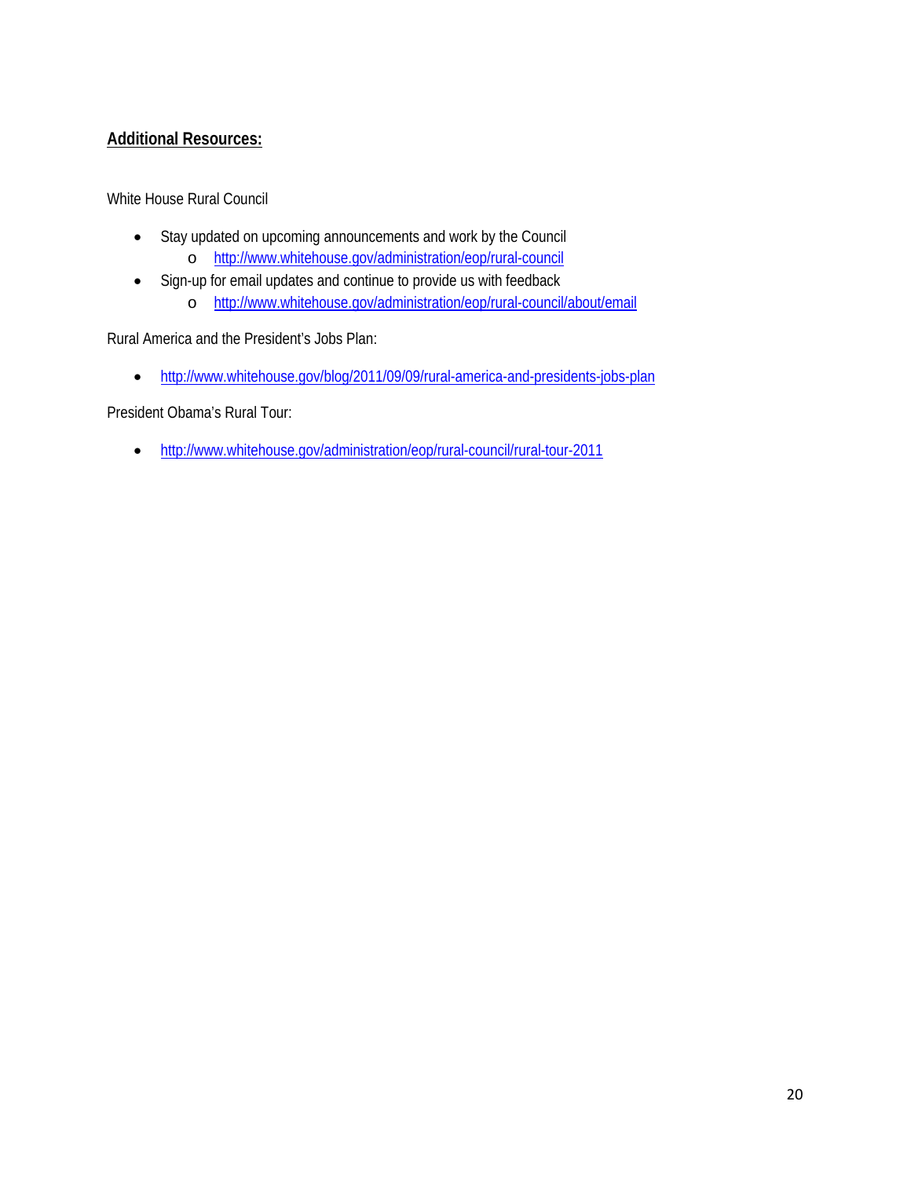## **Additional Resources:**

White House Rural Council

- Stay updated on upcoming announcements and work by the Council
  - http://www.whitehouse.gov/administration/eop/rural-council
- Sign-up for email updates and continue to provide us with feedback
  - http://www.whitehouse.gov/administration/eop/rural-council/about/email

Rural America and the President's Jobs Plan:

- http://www.whitehouse.gov/blog/2011/09/09/rural-america-and-presidents-jobs-plan

President Obama's Rural Tour:

- http://www.whitehouse.gov/administration/eop/rural-council/rural-tour-2011